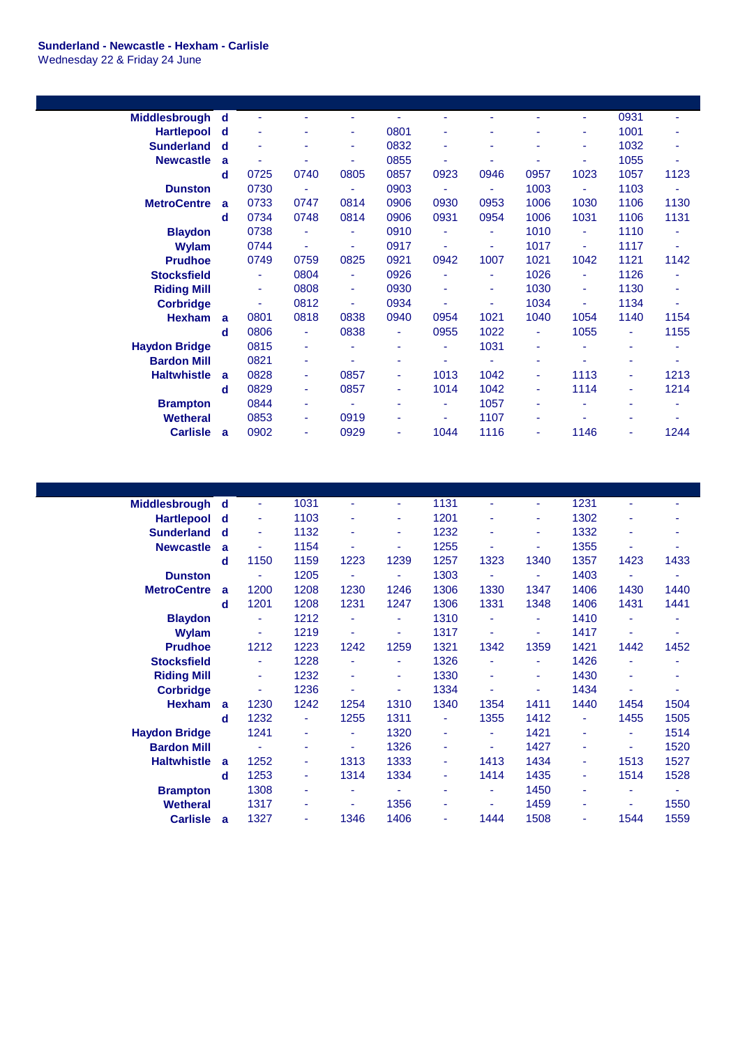**Sunderland - Newcastle - Hexham - Carlisle**
Wednesday 22 & Friday 24 June

| Station | | | | | | | | | | | |
|---|---|---|---|---|---|---|---|---|---|---|---|
| Middlesbrough | d | - | - | - | - | - | - | - | - | 0931 | - |
| Hartlepool | d | - | - | - | 0801 | - | - | - | - | 1001 | - |
| Sunderland | d | - | - | - | 0832 | - | - | - | - | 1032 | - |
| Newcastle | a | - | - | - | 0855 | - | - | - | - | 1055 | - |
| | d | 0725 | 0740 | 0805 | 0857 | 0923 | 0946 | 0957 | 1023 | 1057 | 1123 |
| Dunston | | 0730 | - | - | 0903 | - | - | 1003 | - | 1103 | - |
| MetroCentre | a | 0733 | 0747 | 0814 | 0906 | 0930 | 0953 | 1006 | 1030 | 1106 | 1130 |
| | d | 0734 | 0748 | 0814 | 0906 | 0931 | 0954 | 1006 | 1031 | 1106 | 1131 |
| Blaydon | | 0738 | - | - | 0910 | - | - | 1010 | - | 1110 | - |
| Wylam | | 0744 | - | - | 0917 | - | - | 1017 | - | 1117 | - |
| Prudhoe | | 0749 | 0759 | 0825 | 0921 | 0942 | 1007 | 1021 | 1042 | 1121 | 1142 |
| Stocksfield | | - | 0804 | - | 0926 | - | - | 1026 | - | 1126 | - |
| Riding Mill | | - | 0808 | - | 0930 | - | - | 1030 | - | 1130 | - |
| Corbridge | | - | 0812 | - | 0934 | - | - | 1034 | - | 1134 | - |
| Hexham | a | 0801 | 0818 | 0838 | 0940 | 0954 | 1021 | 1040 | 1054 | 1140 | 1154 |
| | d | 0806 | - | 0838 | - | 0955 | 1022 | - | 1055 | - | 1155 |
| Haydon Bridge | | 0815 | - | - | - | - | 1031 | - | - | - | - |
| Bardon Mill | | 0821 | - | - | - | - | - | - | - | - | - |
| Haltwhistle | a | 0828 | - | 0857 | - | 1013 | 1042 | - | 1113 | - | 1213 |
| | d | 0829 | - | 0857 | - | 1014 | 1042 | - | 1114 | - | 1214 |
| Brampton | | 0844 | - | - | - | - | 1057 | - | - | - | - |
| Wetheral | | 0853 | - | 0919 | - | - | 1107 | - | - | - | - |
| Carlisle | a | 0902 | - | 0929 | - | 1044 | 1116 | - | 1146 | - | 1244 |

| Station | | | | | | | | | | | |
|---|---|---|---|---|---|---|---|---|---|---|---|
| Middlesbrough | d | - | 1031 | - | - | 1131 | - | - | 1231 | - | - |
| Hartlepool | d | - | 1103 | - | - | 1201 | - | - | 1302 | - | - |
| Sunderland | d | - | 1132 | - | - | 1232 | - | - | 1332 | - | - |
| Newcastle | a | - | 1154 | - | - | 1255 | - | - | 1355 | - | - |
| | d | 1150 | 1159 | 1223 | 1239 | 1257 | 1323 | 1340 | 1357 | 1423 | 1433 |
| Dunston | | - | 1205 | - | - | 1303 | - | - | 1403 | - | - |
| MetroCentre | a | 1200 | 1208 | 1230 | 1246 | 1306 | 1330 | 1347 | 1406 | 1430 | 1440 |
| | d | 1201 | 1208 | 1231 | 1247 | 1306 | 1331 | 1348 | 1406 | 1431 | 1441 |
| Blaydon | | - | 1212 | - | - | 1310 | - | - | 1410 | - | - |
| Wylam | | - | 1219 | - | - | 1317 | - | - | 1417 | - | - |
| Prudhoe | | 1212 | 1223 | 1242 | 1259 | 1321 | 1342 | 1359 | 1421 | 1442 | 1452 |
| Stocksfield | | - | 1228 | - | - | 1326 | - | - | 1426 | - | - |
| Riding Mill | | - | 1232 | - | - | 1330 | - | - | 1430 | - | - |
| Corbridge | | - | 1236 | - | - | 1334 | - | - | 1434 | - | - |
| Hexham | a | 1230 | 1242 | 1254 | 1310 | 1340 | 1354 | 1411 | 1440 | 1454 | 1504 |
| | d | 1232 | - | 1255 | 1311 | - | 1355 | 1412 | - | 1455 | 1505 |
| Haydon Bridge | | 1241 | - | - | 1320 | - | - | 1421 | - | - | 1514 |
| Bardon Mill | | - | - | - | 1326 | - | - | 1427 | - | - | 1520 |
| Haltwhistle | a | 1252 | - | 1313 | 1333 | - | 1413 | 1434 | - | 1513 | 1527 |
| | d | 1253 | - | 1314 | 1334 | - | 1414 | 1435 | - | 1514 | 1528 |
| Brampton | | 1308 | - | - | - | - | - | 1450 | - | - | - |
| Wetheral | | 1317 | - | - | 1356 | - | - | 1459 | - | - | 1550 |
| Carlisle | a | 1327 | - | 1346 | 1406 | - | 1444 | 1508 | - | 1544 | 1559 |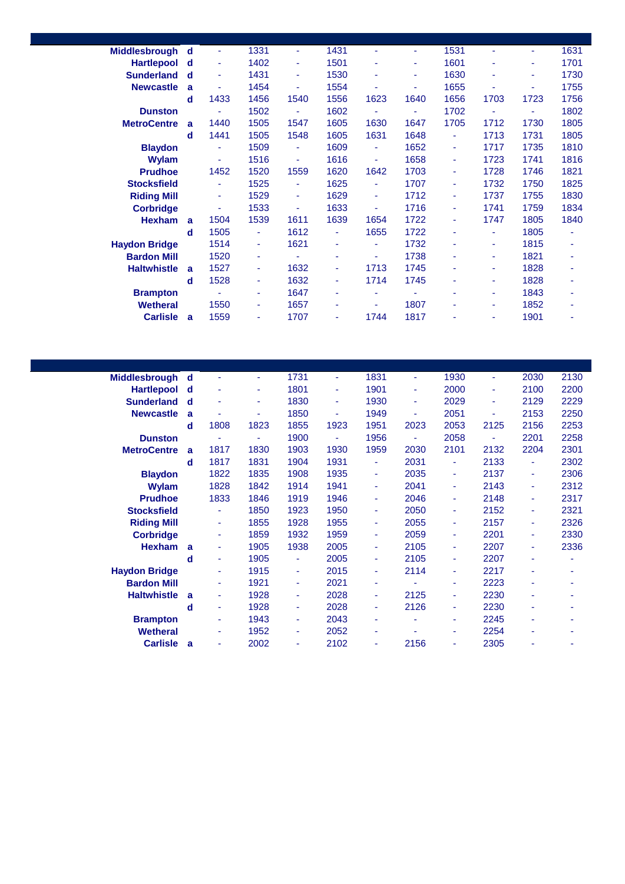| Station | | | | | | | | | | | |
|---|---|---|---|---|---|---|---|---|---|---|---|
| Middlesbrough | d | - | 1331 | - | 1431 | - | - | 1531 | - | - | 1631 |
| Hartlepool | d | - | 1402 | - | 1501 | - | - | 1601 | - | - | 1701 |
| Sunderland | d | - | 1431 | - | 1530 | - | - | 1630 | - | - | 1730 |
| Newcastle | a | - | 1454 | - | 1554 | - | - | 1655 | - | - | 1755 |
| | d | 1433 | 1456 | 1540 | 1556 | 1623 | 1640 | 1656 | 1703 | 1723 | 1756 |
| Dunston | | - | 1502 | - | 1602 | - | - | 1702 | - | - | 1802 |
| MetroCentre | a | 1440 | 1505 | 1547 | 1605 | 1630 | 1647 | 1705 | 1712 | 1730 | 1805 |
| | d | 1441 | 1505 | 1548 | 1605 | 1631 | 1648 | - | 1713 | 1731 | 1805 |
| Blaydon | | - | 1509 | - | 1609 | - | 1652 | - | 1717 | 1735 | 1810 |
| Wylam | | - | 1516 | - | 1616 | - | 1658 | - | 1723 | 1741 | 1816 |
| Prudhoe | | 1452 | 1520 | 1559 | 1620 | 1642 | 1703 | - | 1728 | 1746 | 1821 |
| Stocksfield | | - | 1525 | - | 1625 | - | 1707 | - | 1732 | 1750 | 1825 |
| Riding Mill | | - | 1529 | - | 1629 | - | 1712 | - | 1737 | 1755 | 1830 |
| Corbridge | | - | 1533 | - | 1633 | - | 1716 | - | 1741 | 1759 | 1834 |
| Hexham | a | 1504 | 1539 | 1611 | 1639 | 1654 | 1722 | - | 1747 | 1805 | 1840 |
| | d | 1505 | - | 1612 | - | 1655 | 1722 | - | - | 1805 | - |
| Haydon Bridge | | 1514 | - | 1621 | - | - | 1732 | - | - | 1815 | - |
| Bardon Mill | | 1520 | - | - | - | - | 1738 | - | - | 1821 | - |
| Haltwhistle | a | 1527 | - | 1632 | - | 1713 | 1745 | - | - | 1828 | - |
| | d | 1528 | - | 1632 | - | 1714 | 1745 | - | - | 1828 | - |
| Brampton | | - | - | 1647 | - | - | - | - | - | 1843 | - |
| Wetheral | | 1550 | - | 1657 | - | - | 1807 | - | - | 1852 | - |
| Carlisle | a | 1559 | - | 1707 | - | 1744 | 1817 | - | - | 1901 | - |

| Station | | | | | | | | | | | |
|---|---|---|---|---|---|---|---|---|---|---|---|
| Middlesbrough | d | - | - | 1731 | - | 1831 | - | 1930 | - | 2030 | 2130 |
| Hartlepool | d | - | - | 1801 | - | 1901 | - | 2000 | - | 2100 | 2200 |
| Sunderland | d | - | - | 1830 | - | 1930 | - | 2029 | - | 2129 | 2229 |
| Newcastle | a | - | - | 1850 | - | 1949 | - | 2051 | - | 2153 | 2250 |
| | d | 1808 | 1823 | 1855 | 1923 | 1951 | 2023 | 2053 | 2125 | 2156 | 2253 |
| Dunston | | - | - | 1900 | - | 1956 | - | 2058 | - | 2201 | 2258 |
| MetroCentre | a | 1817 | 1830 | 1903 | 1930 | 1959 | 2030 | 2101 | 2132 | 2204 | 2301 |
| | d | 1817 | 1831 | 1904 | 1931 | - | 2031 | - | 2133 | - | 2302 |
| Blaydon | | 1822 | 1835 | 1908 | 1935 | - | 2035 | - | 2137 | - | 2306 |
| Wylam | | 1828 | 1842 | 1914 | 1941 | - | 2041 | - | 2143 | - | 2312 |
| Prudhoe | | 1833 | 1846 | 1919 | 1946 | - | 2046 | - | 2148 | - | 2317 |
| Stocksfield | | - | 1850 | 1923 | 1950 | - | 2050 | - | 2152 | - | 2321 |
| Riding Mill | | - | 1855 | 1928 | 1955 | - | 2055 | - | 2157 | - | 2326 |
| Corbridge | | - | 1859 | 1932 | 1959 | - | 2059 | - | 2201 | - | 2330 |
| Hexham | a | - | 1905 | 1938 | 2005 | - | 2105 | - | 2207 | - | 2336 |
| | d | - | 1905 | - | 2005 | - | 2105 | - | 2207 | - | - |
| Haydon Bridge | | - | 1915 | - | 2015 | - | 2114 | - | 2217 | - | - |
| Bardon Mill | | - | 1921 | - | 2021 | - | - | - | 2223 | - | - |
| Haltwhistle | a | - | 1928 | - | 2028 | - | 2125 | - | 2230 | - | - |
| | d | - | 1928 | - | 2028 | - | 2126 | - | 2230 | - | - |
| Brampton | | - | 1943 | - | 2043 | - | - | - | 2245 | - | - |
| Wetheral | | - | 1952 | - | 2052 | - | - | - | 2254 | - | - |
| Carlisle | a | - | 2002 | - | 2102 | - | 2156 | - | 2305 | - | - |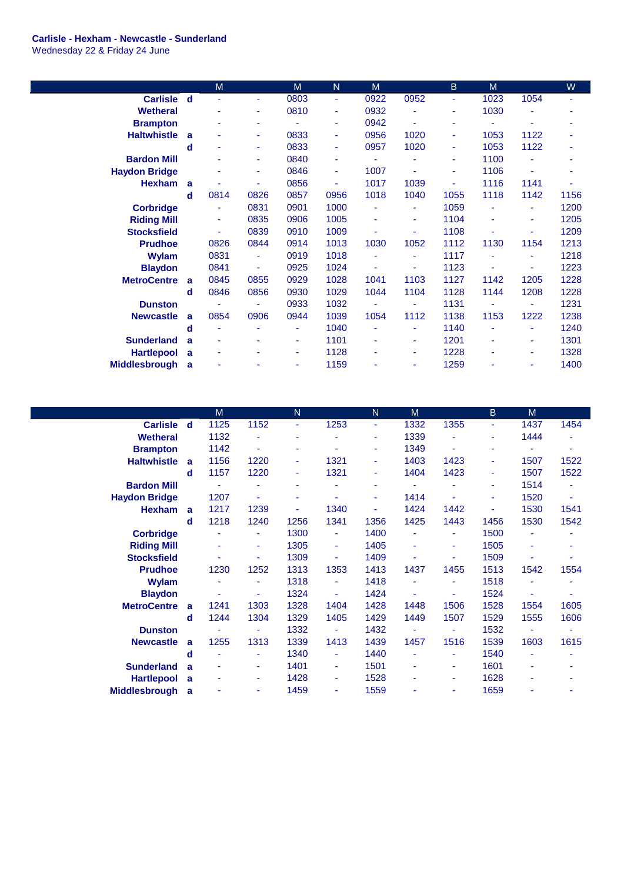**Carlisle - Hexham - Newcastle - Sunderland**
Wednesday 22 & Friday 24 June

| | | M | | M | N | M | | B | M | | W |
|---|---|---|---|---|---|---|---|---|---|---|---|
| **Carlisle** | **d** | - | - | 0803 | - | 0922 | 0952 | - | 1023 | 1054 | - |
| **Wetheral** | | - | - | 0810 | - | 0932 | - | - | 1030 | - | - |
| **Brampton** | | - | - | - | - | 0942 | - | - | - | - | - |
| **Haltwhistle** | **a** | - | - | 0833 | - | 0956 | 1020 | - | 1053 | 1122 | - |
| | **d** | - | - | 0833 | - | 0957 | 1020 | - | 1053 | 1122 | - |
| **Bardon Mill** | | - | - | 0840 | - | - | - | - | 1100 | - | - |
| **Haydon Bridge** | | - | - | 0846 | - | 1007 | - | - | 1106 | - | - |
| **Hexham** | **a** | - | - | 0856 | - | 1017 | 1039 | - | 1116 | 1141 | - |
| | **d** | 0814 | 0826 | 0857 | 0956 | 1018 | 1040 | 1055 | 1118 | 1142 | 1156 |
| **Corbridge** | | - | 0831 | 0901 | 1000 | - | - | 1059 | - | - | 1200 |
| **Riding Mill** | | - | 0835 | 0906 | 1005 | - | - | 1104 | - | - | 1205 |
| **Stocksfield** | | - | 0839 | 0910 | 1009 | - | - | 1108 | - | - | 1209 |
| **Prudhoe** | | 0826 | 0844 | 0914 | 1013 | 1030 | 1052 | 1112 | 1130 | 1154 | 1213 |
| **Wylam** | | 0831 | - | 0919 | 1018 | - | - | 1117 | - | - | 1218 |
| **Blaydon** | | 0841 | - | 0925 | 1024 | - | - | 1123 | - | - | 1223 |
| **MetroCentre** | **a** | 0845 | 0855 | 0929 | 1028 | 1041 | 1103 | 1127 | 1142 | 1205 | 1228 |
| | **d** | 0846 | 0856 | 0930 | 1029 | 1044 | 1104 | 1128 | 1144 | 1208 | 1228 |
| **Dunston** | | - | - | 0933 | 1032 | - | - | 1131 | - | - | 1231 |
| **Newcastle** | **a** | 0854 | 0906 | 0944 | 1039 | 1054 | 1112 | 1138 | 1153 | 1222 | 1238 |
| | **d** | - | - | - | 1040 | - | - | 1140 | - | - | 1240 |
| **Sunderland** | **a** | - | - | - | 1101 | - | - | 1201 | - | - | 1301 |
| **Hartlepool** | **a** | - | - | - | 1128 | - | - | 1228 | - | - | 1328 |
| **Middlesbrough** | **a** | - | - | - | 1159 | - | - | 1259 | - | - | 1400 |

| | | M | | N | | N | M | | B | M | |
|---|---|---|---|---|---|---|---|---|---|---|---|
| **Carlisle** | **d** | 1125 | 1152 | - | 1253 | - | 1332 | 1355 | - | 1437 | 1454 |
| **Wetheral** | | 1132 | - | - | - | - | 1339 | - | - | 1444 | - |
| **Brampton** | | 1142 | - | - | - | - | 1349 | - | - | - | - |
| **Haltwhistle** | **a** | 1156 | 1220 | - | 1321 | - | 1403 | 1423 | - | 1507 | 1522 |
| | **d** | 1157 | 1220 | - | 1321 | - | 1404 | 1423 | - | 1507 | 1522 |
| **Bardon Mill** | | - | - | - | - | - | - | - | - | 1514 | - |
| **Haydon Bridge** | | 1207 | - | - | - | - | 1414 | - | - | 1520 | - |
| **Hexham** | **a** | 1217 | 1239 | - | 1340 | - | 1424 | 1442 | - | 1530 | 1541 |
| | **d** | 1218 | 1240 | 1256 | 1341 | 1356 | 1425 | 1443 | 1456 | 1530 | 1542 |
| **Corbridge** | | - | - | 1300 | - | 1400 | - | - | 1500 | - | - |
| **Riding Mill** | | - | - | 1305 | - | 1405 | - | - | 1505 | - | - |
| **Stocksfield** | | - | - | 1309 | - | 1409 | - | - | 1509 | - | - |
| **Prudhoe** | | 1230 | 1252 | 1313 | 1353 | 1413 | 1437 | 1455 | 1513 | 1542 | 1554 |
| **Wylam** | | - | - | 1318 | - | 1418 | - | - | 1518 | - | - |
| **Blaydon** | | - | - | 1324 | - | 1424 | - | - | 1524 | - | - |
| **MetroCentre** | **a** | 1241 | 1303 | 1328 | 1404 | 1428 | 1448 | 1506 | 1528 | 1554 | 1605 |
| | **d** | 1244 | 1304 | 1329 | 1405 | 1429 | 1449 | 1507 | 1529 | 1555 | 1606 |
| **Dunston** | | - | - | 1332 | - | 1432 | - | - | 1532 | - | - |
| **Newcastle** | **a** | 1255 | 1313 | 1339 | 1413 | 1439 | 1457 | 1516 | 1539 | 1603 | 1615 |
| | **d** | - | - | 1340 | - | 1440 | - | - | 1540 | - | - |
| **Sunderland** | **a** | - | - | 1401 | - | 1501 | - | - | 1601 | - | - |
| **Hartlepool** | **a** | - | - | 1428 | - | 1528 | - | - | 1628 | - | - |
| **Middlesbrough** | **a** | - | - | 1459 | - | 1559 | - | - | 1659 | - | - |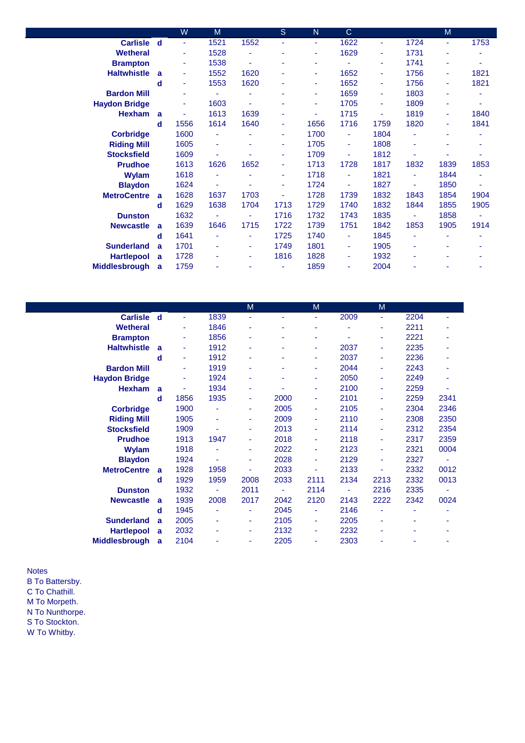| | | W | M | | S | N | C | | | M | |
|---|---|---|---|---|---|---|---|---|---|---|---|
| **Carlisle** | **d** | - | 1521 | 1552 | - | - | 1622 | - | 1724 | - | 1753 |
| **Wetheral** | | - | 1528 | - | - | - | 1629 | - | 1731 | - | - |
| **Brampton** | | - | 1538 | - | - | - | - | - | 1741 | - | - |
| **Haltwhistle** | **a** | - | 1552 | 1620 | - | - | 1652 | - | 1756 | - | 1821 |
| | **d** | - | 1553 | 1620 | - | - | 1652 | - | 1756 | - | 1821 |
| **Bardon Mill** | | - | - | - | - | - | 1659 | - | 1803 | - | - |
| **Haydon Bridge** | | - | 1603 | - | - | - | 1705 | - | 1809 | - | - |
| **Hexham** | **a** | - | 1613 | 1639 | - | - | 1715 | - | 1819 | - | 1840 |
| | **d** | 1556 | 1614 | 1640 | - | 1656 | 1716 | 1759 | 1820 | - | 1841 |
| **Corbridge** | | 1600 | - | - | - | 1700 | - | 1804 | - | - | - |
| **Riding Mill** | | 1605 | - | - | - | 1705 | - | 1808 | - | - | - |
| **Stocksfield** | | 1609 | - | - | - | 1709 | - | 1812 | - | - | - |
| **Prudhoe** | | 1613 | 1626 | 1652 | - | 1713 | 1728 | 1817 | 1832 | 1839 | 1853 |
| **Wylam** | | 1618 | - | - | - | 1718 | - | 1821 | - | 1844 | - |
| **Blaydon** | | 1624 | - | - | - | 1724 | - | 1827 | - | 1850 | - |
| **MetroCentre** | **a** | 1628 | 1637 | 1703 | - | 1728 | 1739 | 1832 | 1843 | 1854 | 1904 |
| | **d** | 1629 | 1638 | 1704 | 1713 | 1729 | 1740 | 1832 | 1844 | 1855 | 1905 |
| **Dunston** | | 1632 | - | - | 1716 | 1732 | 1743 | 1835 | - | 1858 | - |
| **Newcastle** | **a** | 1639 | 1646 | 1715 | 1722 | 1739 | 1751 | 1842 | 1853 | 1905 | 1914 |
| | **d** | 1641 | - | - | 1725 | 1740 | - | 1845 | - | - | - |
| **Sunderland** | **a** | 1701 | - | - | 1749 | 1801 | - | 1905 | - | - | - |
| **Hartlepool** | **a** | 1728 | - | - | 1816 | 1828 | - | 1932 | - | - | - |
| **Middlesbrough** | **a** | 1759 | - | - | - | 1859 | - | 2004 | - | - | - |

| | | | | M | | M | | M | | |
|---|---|---|---|---|---|---|---|---|---|---|
| **Carlisle** | **d** | - | 1839 | - | - | - | 2009 | - | 2204 | - |
| **Wetheral** | | - | 1846 | - | - | - | - | - | 2211 | - |
| **Brampton** | | - | 1856 | - | - | - | - | - | 2221 | - |
| **Haltwhistle** | **a** | - | 1912 | - | - | - | 2037 | - | 2235 | - |
| | **d** | - | 1912 | - | - | - | 2037 | - | 2236 | - |
| **Bardon Mill** | | - | 1919 | - | - | - | 2044 | - | 2243 | - |
| **Haydon Bridge** | | - | 1924 | - | - | - | 2050 | - | 2249 | - |
| **Hexham** | **a** | - | 1934 | - | - | - | 2100 | - | 2259 | - |
| | **d** | 1856 | 1935 | - | 2000 | - | 2101 | - | 2259 | 2341 |
| **Corbridge** | | 1900 | - | - | 2005 | - | 2105 | - | 2304 | 2346 |
| **Riding Mill** | | 1905 | - | - | 2009 | - | 2110 | - | 2308 | 2350 |
| **Stocksfield** | | 1909 | - | - | 2013 | - | 2114 | - | 2312 | 2354 |
| **Prudhoe** | | 1913 | 1947 | - | 2018 | - | 2118 | - | 2317 | 2359 |
| **Wylam** | | 1918 | - | - | 2022 | - | 2123 | - | 2321 | 0004 |
| **Blaydon** | | 1924 | - | - | 2028 | - | 2129 | - | 2327 | - |
| **MetroCentre** | **a** | 1928 | 1958 | - | 2033 | - | 2133 | - | 2332 | 0012 |
| | **d** | 1929 | 1959 | 2008 | 2033 | 2111 | 2134 | 2213 | 2332 | 0013 |
| **Dunston** | | 1932 | - | 2011 | - | 2114 | - | 2216 | 2335 | - |
| **Newcastle** | **a** | 1939 | 2008 | 2017 | 2042 | 2120 | 2143 | 2222 | 2342 | 0024 |
| | **d** | 1945 | - | - | 2045 | - | 2146 | - | - | - |
| **Sunderland** | **a** | 2005 | - | - | 2105 | - | 2205 | - | - | - |
| **Hartlepool** | **a** | 2032 | - | - | 2132 | - | 2232 | - | - | - |
| **Middlesbrough** | **a** | 2104 | - | - | 2205 | - | 2303 | - | - | - |

Notes

B To Battersby.

C To Chathill.

M To Morpeth.

N To Nunthorpe.

S To Stockton.

W To Whitby.